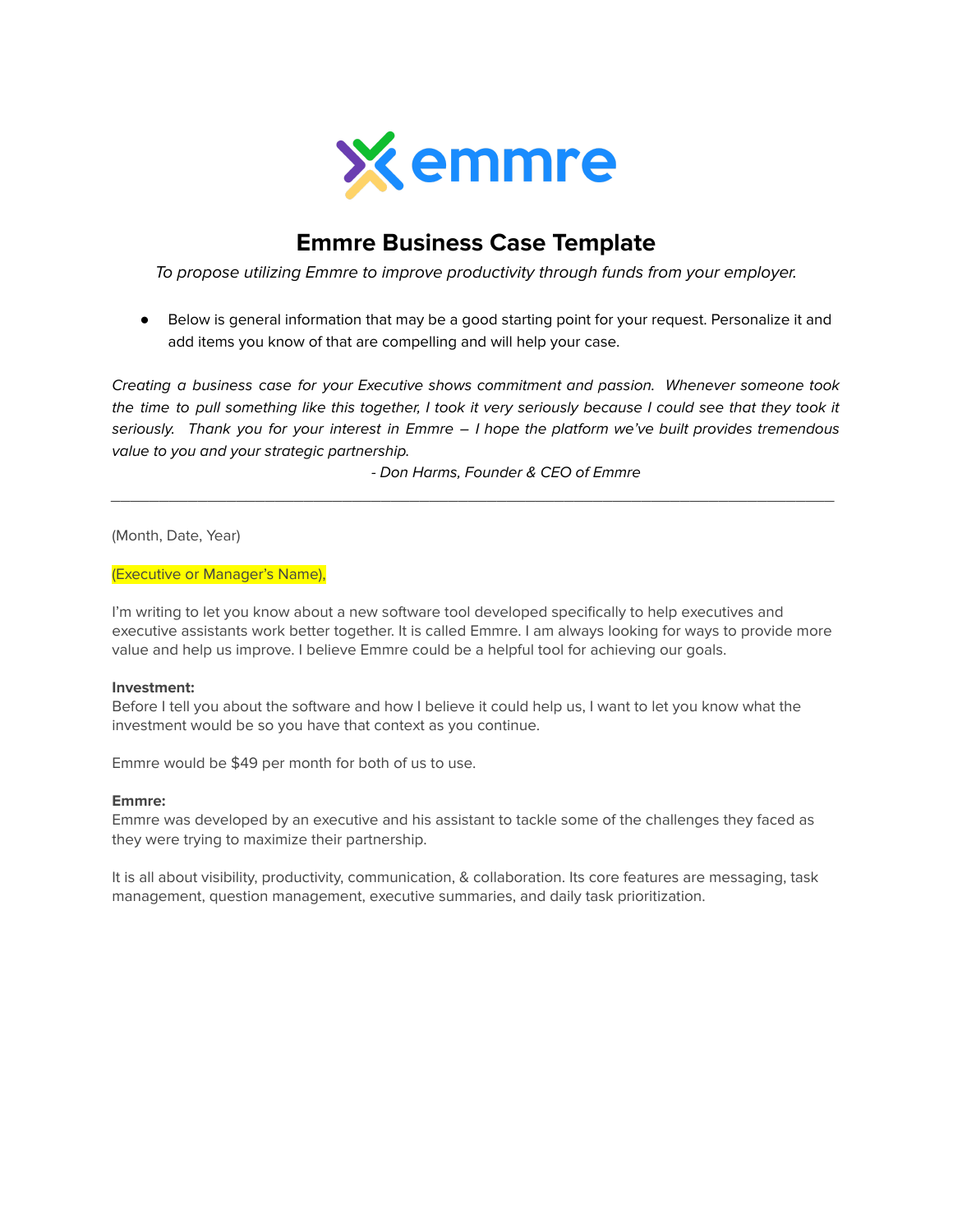# Emmre Business Case Template

*To propose utilizing Emmre to improve productivity through funds from your employer.*

- Below is general information that may be a good starting point for your request. Personalize it and add items you know of that are compelling and will help your case.

*Creating a business case for your Executive shows commitment and passion. Whenever someone took the time to pull something like this together, I took it very seriously because I could see that they took it seriously. Thank you for your interest in Emmre – I hope the platform we've built provides tremendous value to you and your strategic partnership.*

*- Don Harms, Founder & CEO of Emmre*

---

(Month, Date, Year)

(Executive or Manager's Name),

I'm writing to let you know about a new software tool developed specifically to help executives and executive assistants work better together. It is called Emmre. I am always looking for ways to provide more value and help us improve. I believe Emmre could be a helpful tool for achieving our goals.

**Investment:**
Before I tell you about the software and how I believe it could help us, I want to let you know what the investment would be so you have that context as you continue.

Emmre would be $49 per month for both of us to use.

**Emmre:**
Emmre was developed by an executive and his assistant to tackle some of the challenges they faced as they were trying to maximize their partnership.

It is all about visibility, productivity, communication, & collaboration. Its core features are messaging, task management, question management, executive summaries, and daily task prioritization.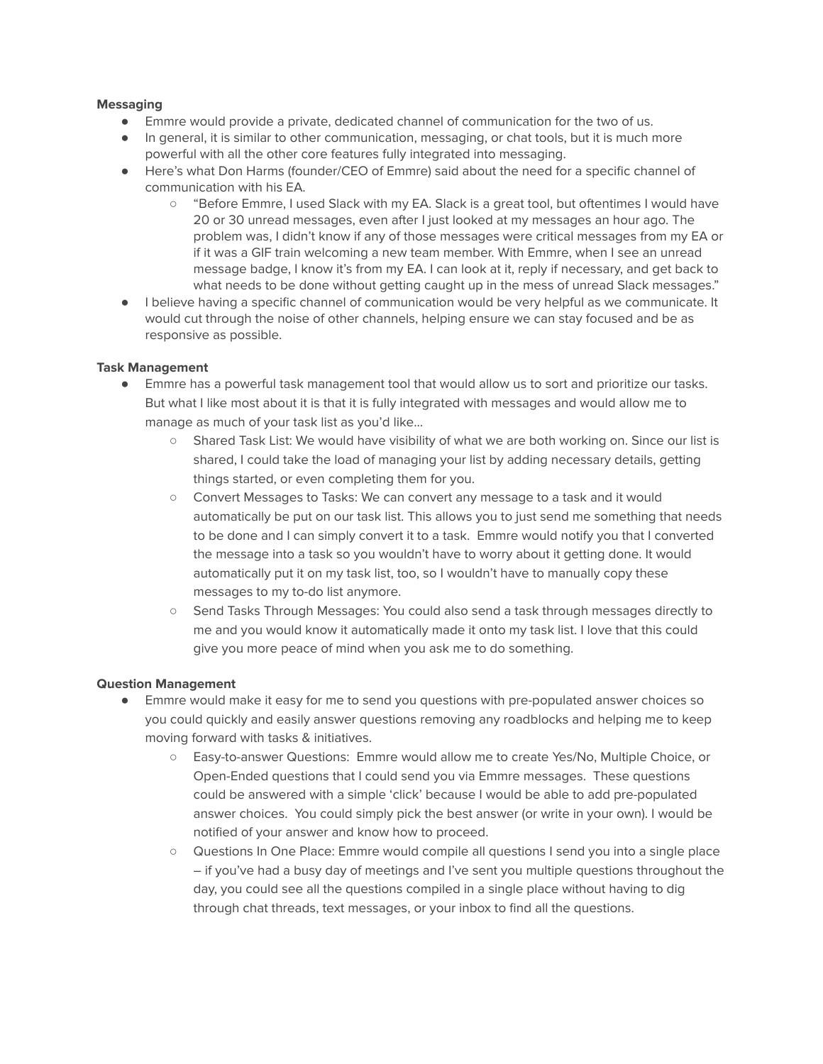**Messaging**

- Emmre would provide a private, dedicated channel of communication for the two of us.
- In general, it is similar to other communication, messaging, or chat tools, but it is much more powerful with all the other core features fully integrated into messaging.
- Here's what Don Harms (founder/CEO of Emmre) said about the need for a specific channel of communication with his EA.
  - "Before Emmre, I used Slack with my EA. Slack is a great tool, but oftentimes I would have 20 or 30 unread messages, even after I just looked at my messages an hour ago. The problem was, I didn't know if any of those messages were critical messages from my EA or if it was a GIF train welcoming a new team member. With Emmre, when I see an unread message badge, I know it's from my EA. I can look at it, reply if necessary, and get back to what needs to be done without getting caught up in the mess of unread Slack messages."
- I believe having a specific channel of communication would be very helpful as we communicate. It would cut through the noise of other channels, helping ensure we can stay focused and be as responsive as possible.

**Task Management**

- Emmre has a powerful task management tool that would allow us to sort and prioritize our tasks. But what I like most about it is that it is fully integrated with messages and would allow me to manage as much of your task list as you'd like…
  - Shared Task List: We would have visibility of what we are both working on. Since our list is shared, I could take the load of managing your list by adding necessary details, getting things started, or even completing them for you.
  - Convert Messages to Tasks: We can convert any message to a task and it would automatically be put on our task list. This allows you to just send me something that needs to be done and I can simply convert it to a task. Emmre would notify you that I converted the message into a task so you wouldn't have to worry about it getting done. It would automatically put it on my task list, too, so I wouldn't have to manually copy these messages to my to-do list anymore.
  - Send Tasks Through Messages: You could also send a task through messages directly to me and you would know it automatically made it onto my task list. I love that this could give you more peace of mind when you ask me to do something.

**Question Management**

- Emmre would make it easy for me to send you questions with pre-populated answer choices so you could quickly and easily answer questions removing any roadblocks and helping me to keep moving forward with tasks & initiatives.
  - Easy-to-answer Questions: Emmre would allow me to create Yes/No, Multiple Choice, or Open-Ended questions that I could send you via Emmre messages. These questions could be answered with a simple 'click' because I would be able to add pre-populated answer choices. You could simply pick the best answer (or write in your own). I would be notified of your answer and know how to proceed.
  - Questions In One Place: Emmre would compile all questions I send you into a single place – if you've had a busy day of meetings and I've sent you multiple questions throughout the day, you could see all the questions compiled in a single place without having to dig through chat threads, text messages, or your inbox to find all the questions.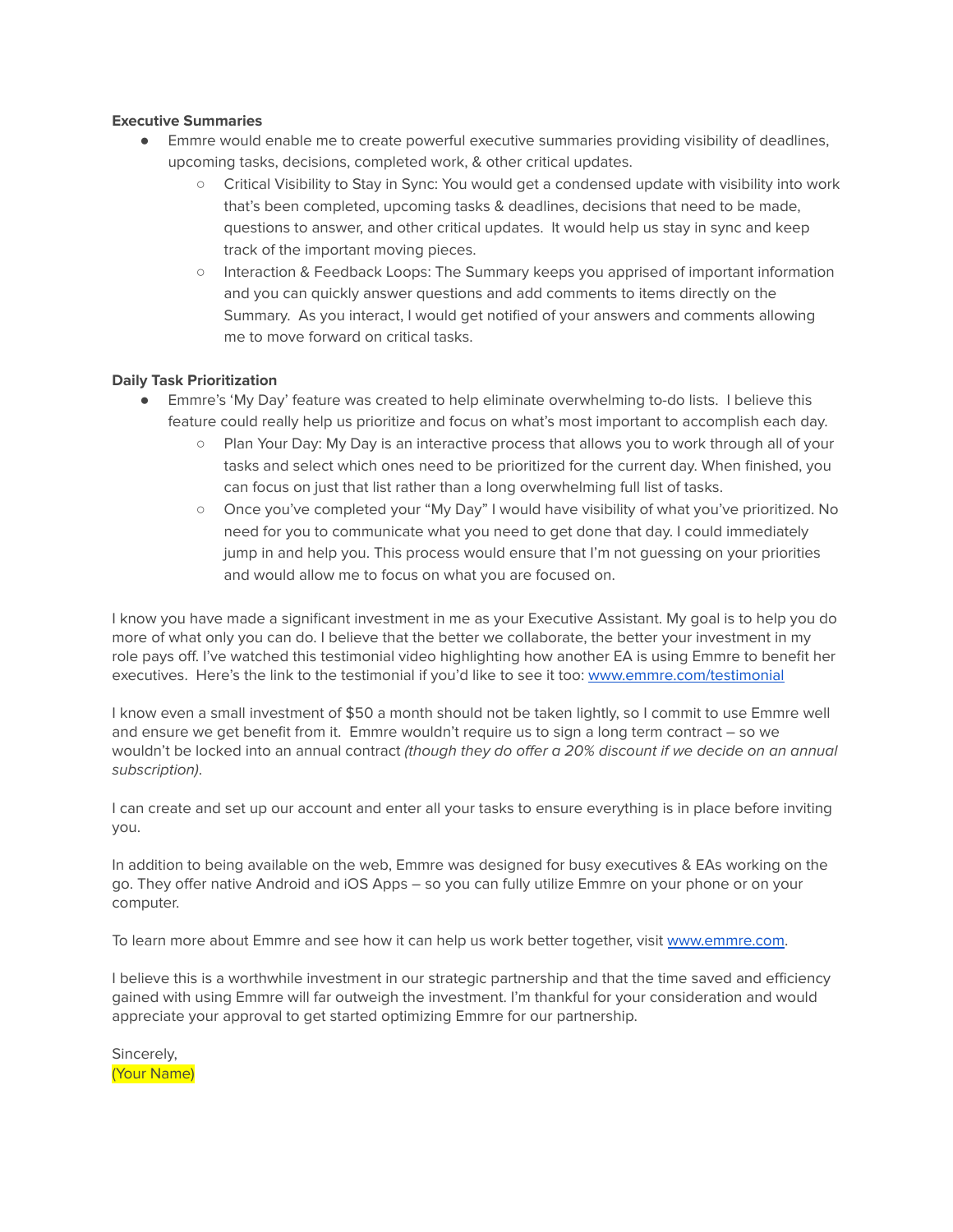**Executive Summaries**

- Emmre would enable me to create powerful executive summaries providing visibility of deadlines, upcoming tasks, decisions, completed work, & other critical updates.
    - Critical Visibility to Stay in Sync: You would get a condensed update with visibility into work that's been completed, upcoming tasks & deadlines, decisions that need to be made, questions to answer, and other critical updates. It would help us stay in sync and keep track of the important moving pieces.
    - Interaction & Feedback Loops: The Summary keeps you apprised of important information and you can quickly answer questions and add comments to items directly on the Summary. As you interact, I would get notified of your answers and comments allowing me to move forward on critical tasks.

**Daily Task Prioritization**

- Emmre's 'My Day' feature was created to help eliminate overwhelming to-do lists. I believe this feature could really help us prioritize and focus on what's most important to accomplish each day.
    - Plan Your Day: My Day is an interactive process that allows you to work through all of your tasks and select which ones need to be prioritized for the current day. When finished, you can focus on just that list rather than a long overwhelming full list of tasks.
    - Once you've completed your "My Day" I would have visibility of what you've prioritized. No need for you to communicate what you need to get done that day. I could immediately jump in and help you. This process would ensure that I'm not guessing on your priorities and would allow me to focus on what you are focused on.

I know you have made a significant investment in me as your Executive Assistant. My goal is to help you do more of what only you can do. I believe that the better we collaborate, the better your investment in my role pays off. I've watched this testimonial video highlighting how another EA is using Emmre to benefit her executives. Here's the link to the testimonial if you'd like to see it too: [www.emmre.com/testimonial](www.emmre.com/testimonial)

I know even a small investment of $50 a month should not be taken lightly, so I commit to use Emmre well and ensure we get benefit from it. Emmre wouldn't require us to sign a long term contract – so we wouldn't be locked into an annual contract *(though they do offer a 20% discount if we decide on an annual subscription).*

I can create and set up our account and enter all your tasks to ensure everything is in place before inviting you.

In addition to being available on the web, Emmre was designed for busy executives & EAs working on the go. They offer native Android and iOS Apps – so you can fully utilize Emmre on your phone or on your computer.

To learn more about Emmre and see how it can help us work better together, visit [www.emmre.com](www.emmre.com).

I believe this is a worthwhile investment in our strategic partnership and that the time saved and efficiency gained with using Emmre will far outweigh the investment. I'm thankful for your consideration and would appreciate your approval to get started optimizing Emmre for our partnership.

Sincerely,
(Your Name)